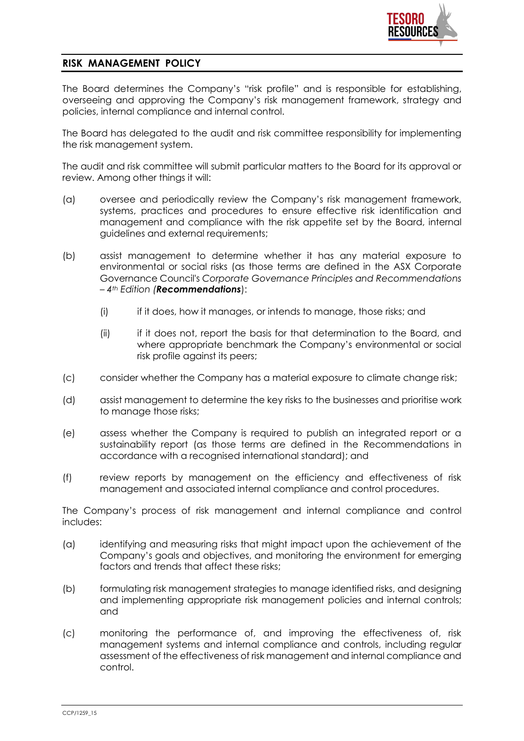## RISK MANAGEMENT POLICY

The Board determines the Company's "risk profile" and is responsible for establishing, overseeing and approving the Company's risk management framework, strategy and policies, internal compliance and internal control.

The Board has delegated to the audit and risk committee responsibility for implementing the risk management system.

The audit and risk committee will submit particular matters to the Board for its approval or review. Among other things it will:

(a) oversee and periodically review the Company's risk management framework, systems, practices and procedures to ensure effective risk identification and management and compliance with the risk appetite set by the Board, internal guidelines and external requirements;

(b) assist management to determine whether it has any material exposure to environmental or social risks (as those terms are defined in the ASX Corporate Governance Council's *Corporate Governance Principles and Recommendations – 4th Edition* (***Recommendations***):

  (i) if it does, how it manages, or intends to manage, those risks; and

  (ii) if it does not, report the basis for that determination to the Board, and where appropriate benchmark the Company's environmental or social risk profile against its peers;

(c) consider whether the Company has a material exposure to climate change risk;

(d) assist management to determine the key risks to the businesses and prioritise work to manage those risks;

(e) assess whether the Company is required to publish an integrated report or a sustainability report (as those terms are defined in the Recommendations in accordance with a recognised international standard); and

(f) review reports by management on the efficiency and effectiveness of risk management and associated internal compliance and control procedures.

The Company's process of risk management and internal compliance and control includes:

(a) identifying and measuring risks that might impact upon the achievement of the Company's goals and objectives, and monitoring the environment for emerging factors and trends that affect these risks;

(b) formulating risk management strategies to manage identified risks, and designing and implementing appropriate risk management policies and internal controls; and

(c) monitoring the performance of, and improving the effectiveness of, risk management systems and internal compliance and controls, including regular assessment of the effectiveness of risk management and internal compliance and control.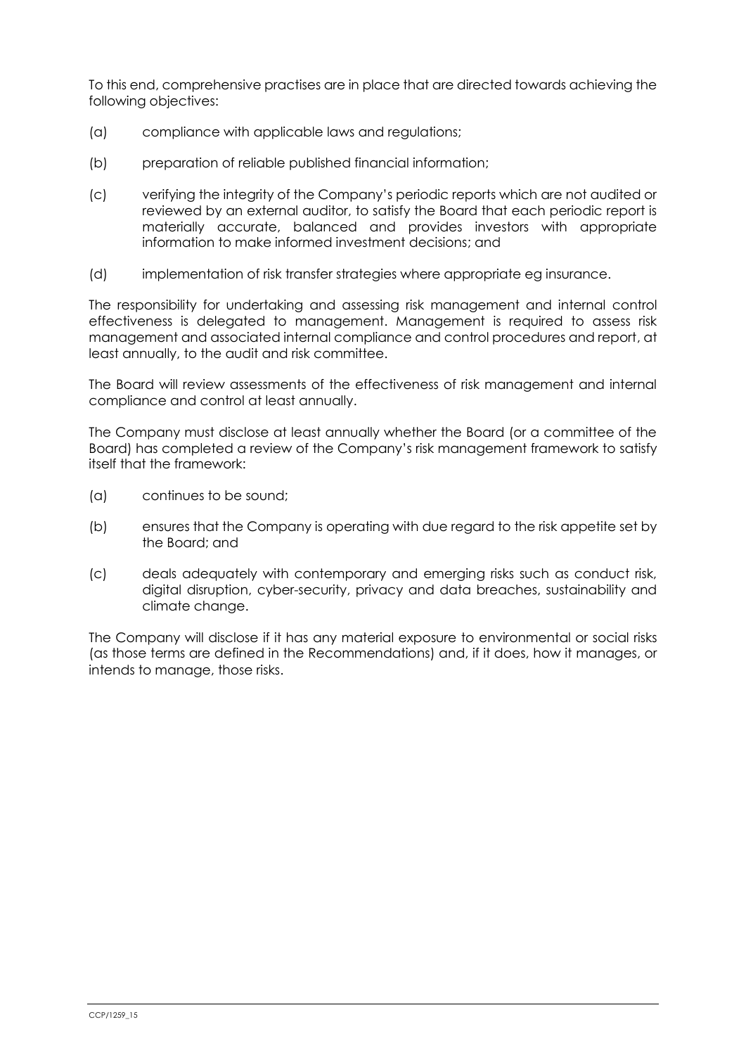To this end, comprehensive practises are in place that are directed towards achieving the following objectives:

(a) compliance with applicable laws and regulations;

(b) preparation of reliable published financial information;

(c) verifying the integrity of the Company's periodic reports which are not audited or reviewed by an external auditor, to satisfy the Board that each periodic report is materially accurate, balanced and provides investors with appropriate information to make informed investment decisions; and

(d) implementation of risk transfer strategies where appropriate eg insurance.

The responsibility for undertaking and assessing risk management and internal control effectiveness is delegated to management. Management is required to assess risk management and associated internal compliance and control procedures and report, at least annually, to the audit and risk committee.

The Board will review assessments of the effectiveness of risk management and internal compliance and control at least annually.

The Company must disclose at least annually whether the Board (or a committee of the Board) has completed a review of the Company's risk management framework to satisfy itself that the framework:

(a) continues to be sound;

(b) ensures that the Company is operating with due regard to the risk appetite set by the Board; and

(c) deals adequately with contemporary and emerging risks such as conduct risk, digital disruption, cyber-security, privacy and data breaches, sustainability and climate change.

The Company will disclose if it has any material exposure to environmental or social risks (as those terms are defined in the Recommendations) and, if it does, how it manages, or intends to manage, those risks.